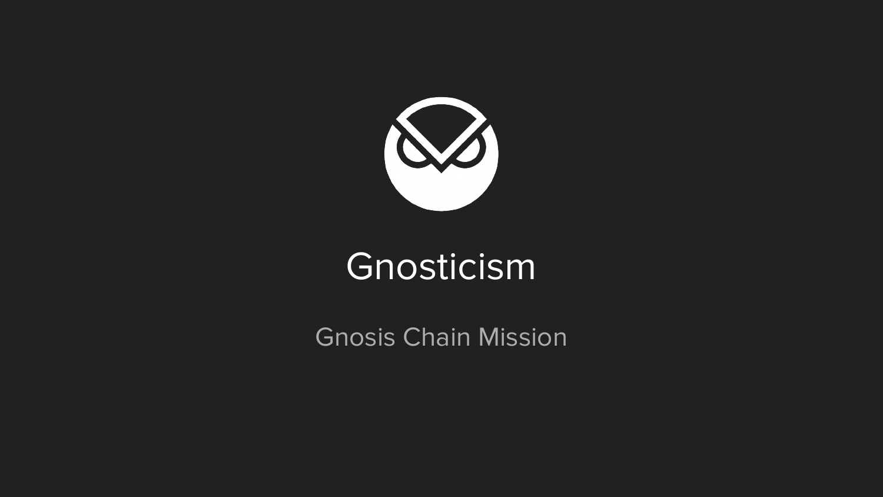# Gnosticism

Gnosis Chain Mission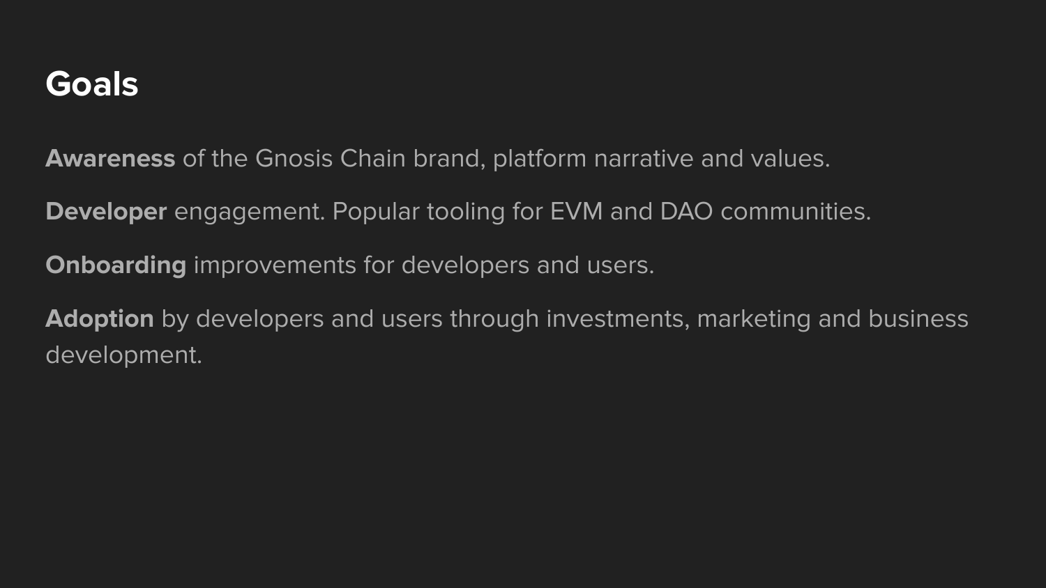# Goals

**Awareness** of the Gnosis Chain brand, platform narrative and values.

**Developer** engagement. Popular tooling for EVM and DAO communities.

**Onboarding** improvements for developers and users.

**Adoption** by developers and users through investments, marketing and business development.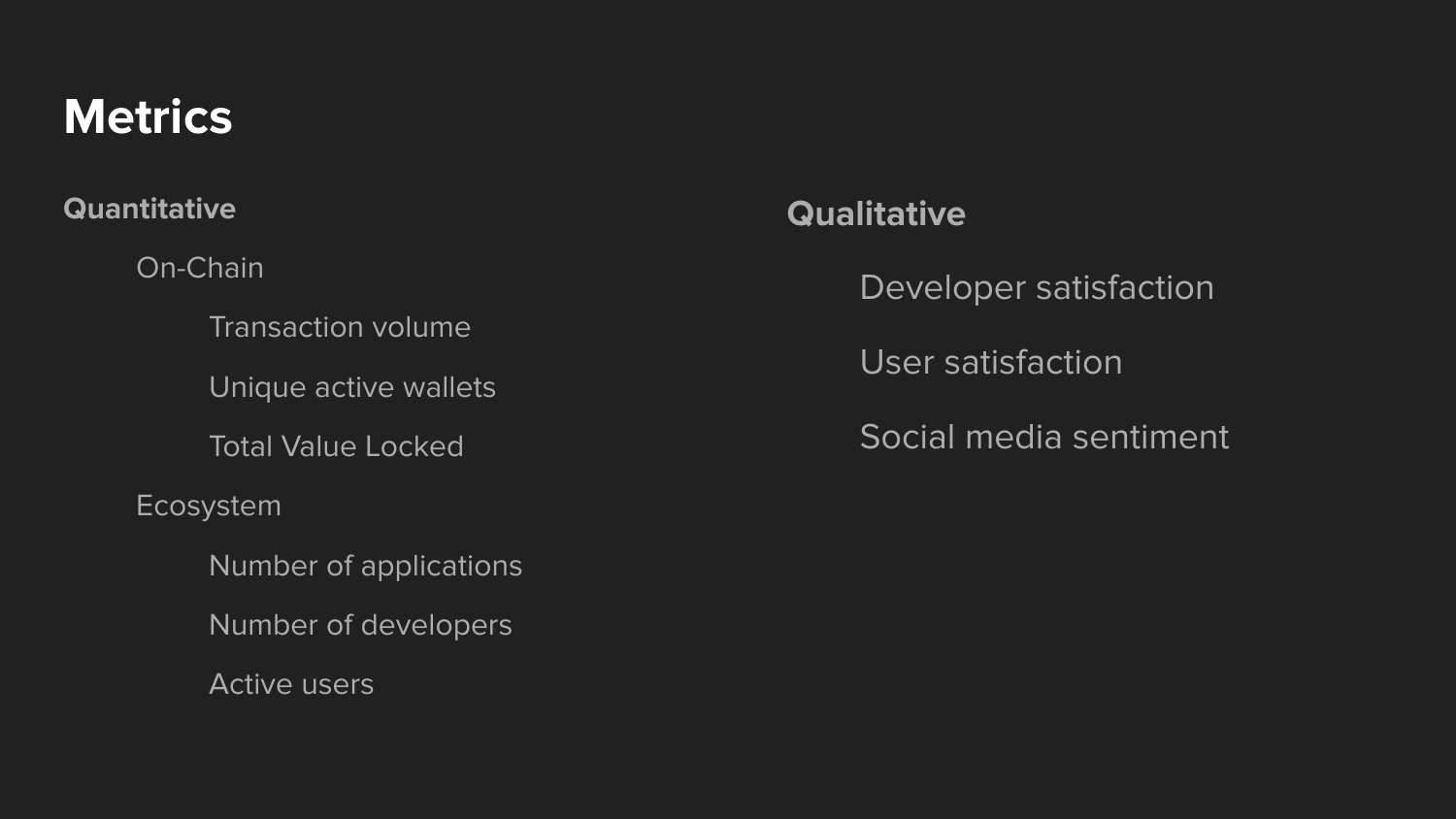# Metrics

## Quantitative

- On-Chain
  - Transaction volume
  - Unique active wallets
  - Total Value Locked
- Ecosystem
  - Number of applications
  - Number of developers
  - Active users

## Qualitative

- Developer satisfaction
- User satisfaction
- Social media sentiment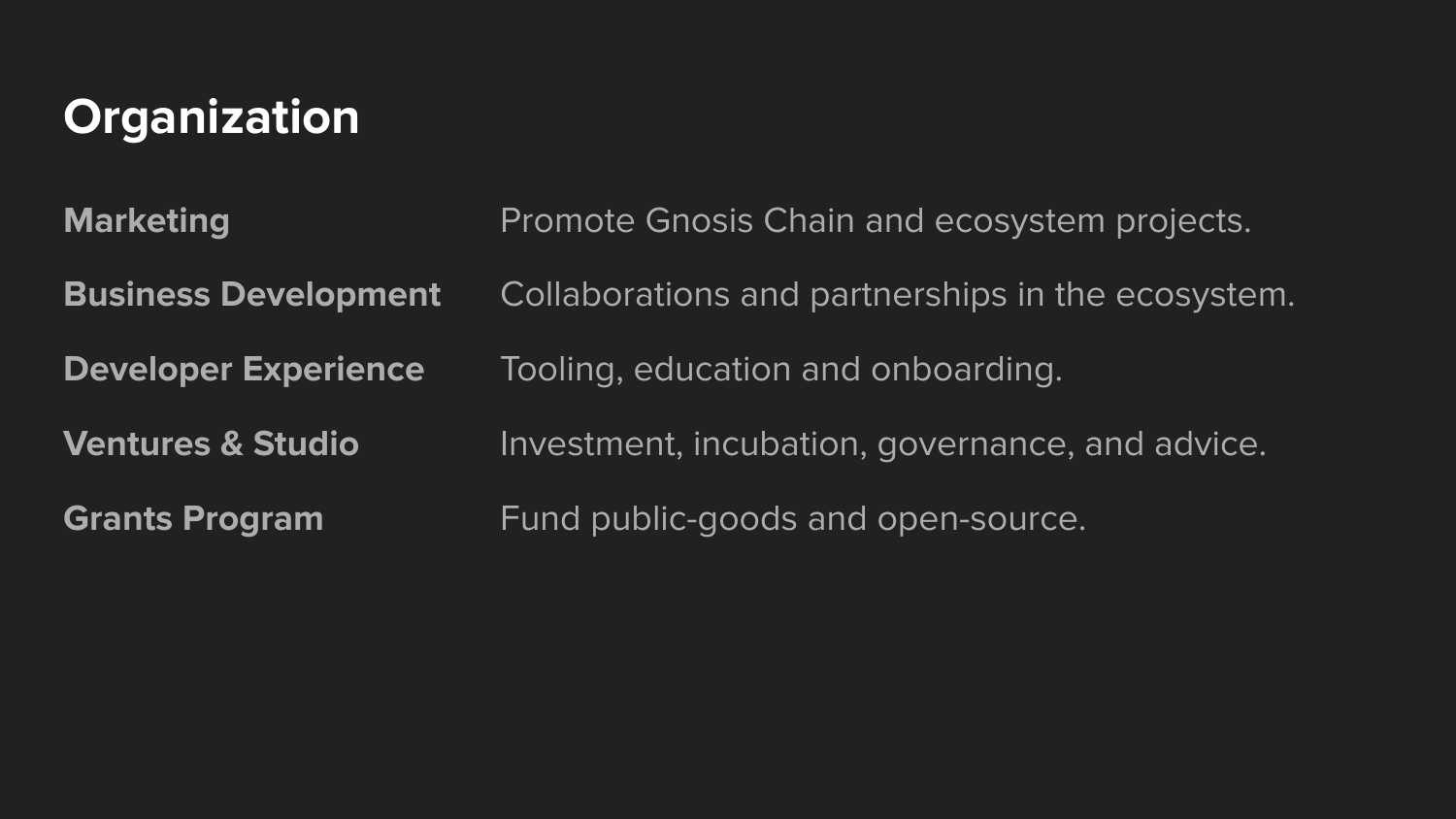# Organization

**Marketing** Promote Gnosis Chain and ecosystem projects.

**Business Development** Collaborations and partnerships in the ecosystem.

**Developer Experience** Tooling, education and onboarding.

**Ventures & Studio** Investment, incubation, governance, and advice.

**Grants Program** Fund public-goods and open-source.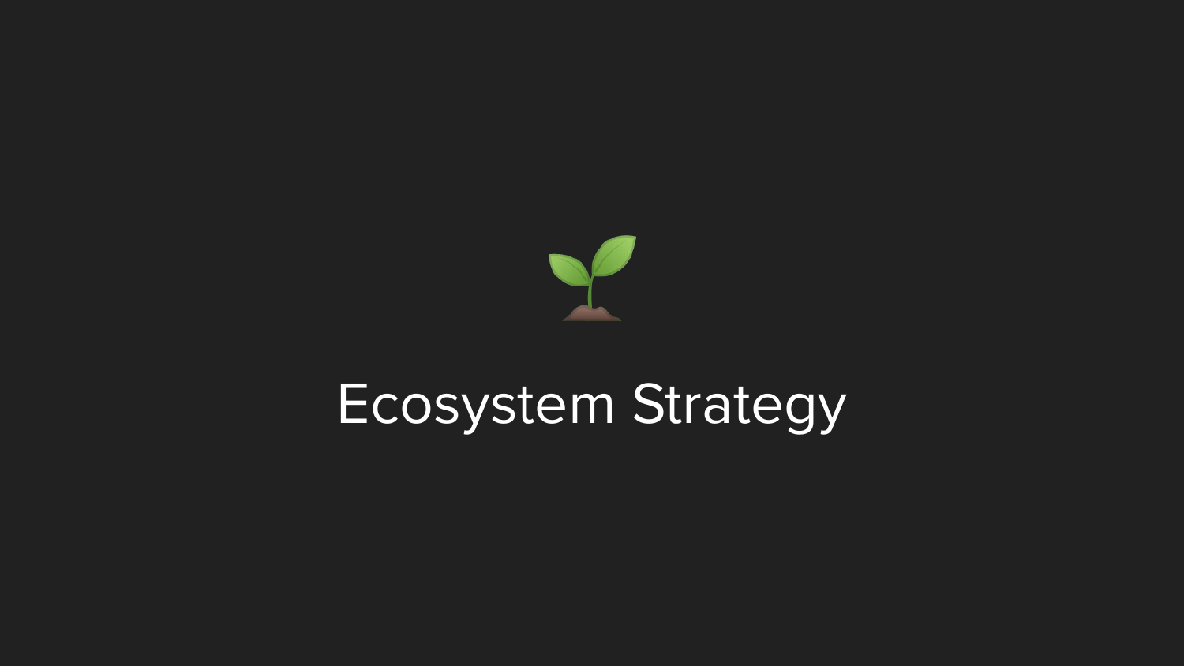🌱

# Ecosystem Strategy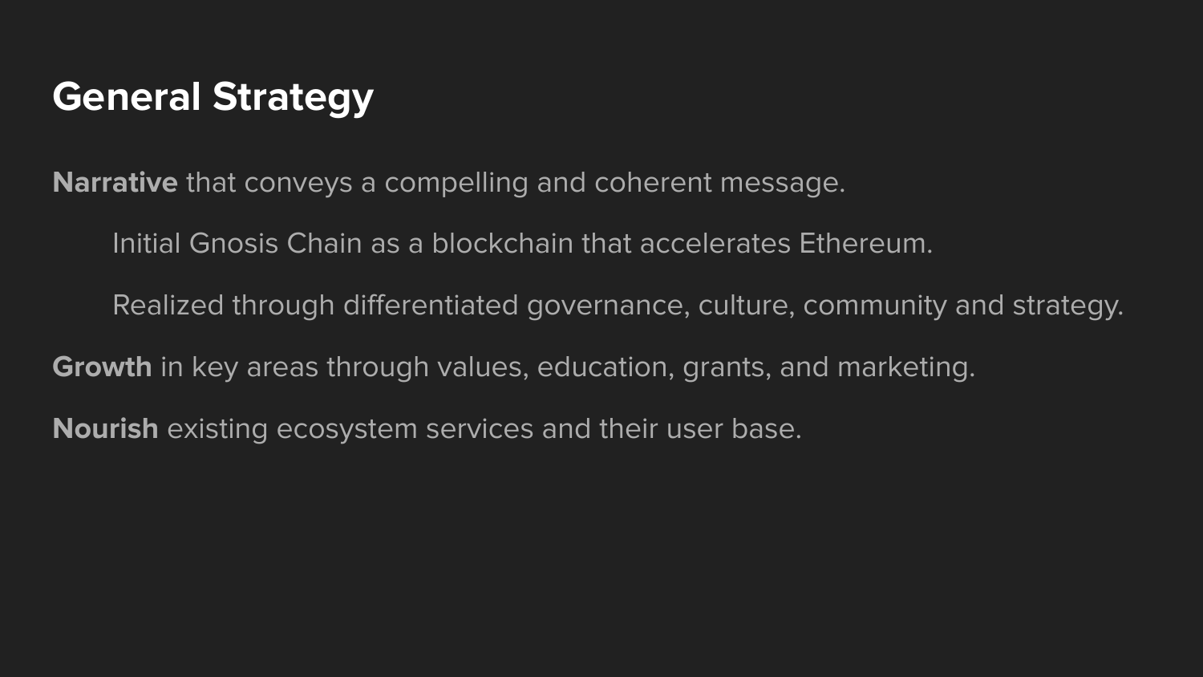# General Strategy

**Narrative** that conveys a compelling and coherent message.

- Initial Gnosis Chain as a blockchain that accelerates Ethereum.
- Realized through differentiated governance, culture, community and strategy.

**Growth** in key areas through values, education, grants, and marketing.

**Nourish** existing ecosystem services and their user base.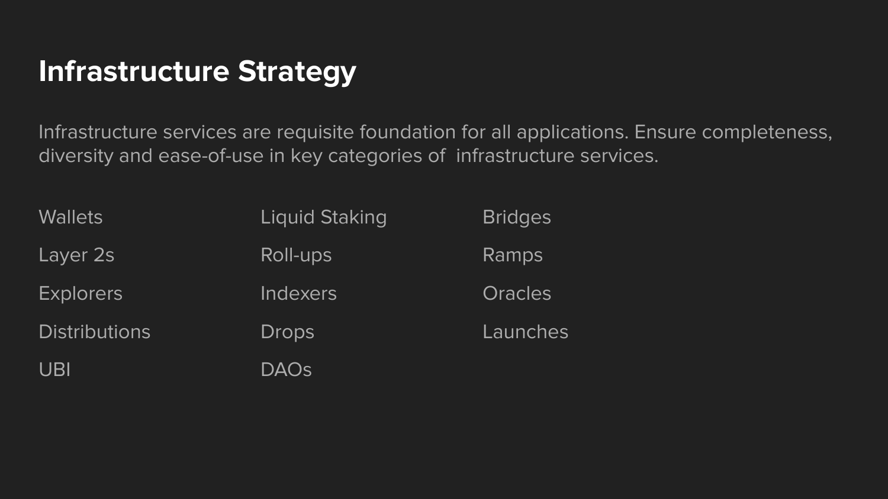# Infrastructure Strategy

Infrastructure services are requisite foundation for all applications. Ensure completeness, diversity and ease-of-use in key categories of infrastructure services.

- Wallets
- Layer 2s
- Explorers
- Distributions
- UBI
- Liquid Staking
- Roll-ups
- Indexers
- Drops
- DAOs
- Bridges
- Ramps
- Oracles
- Launches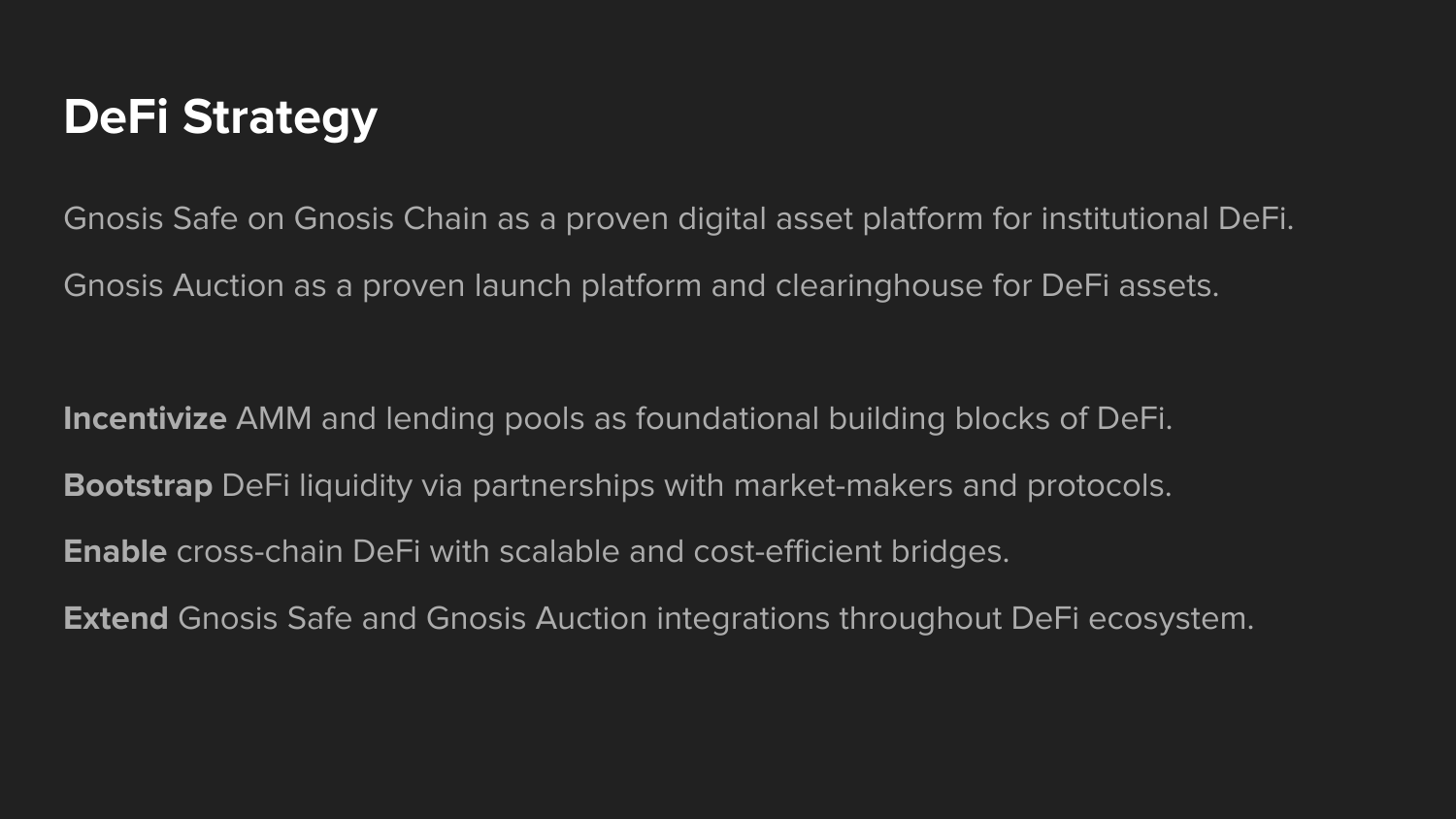# DeFi Strategy

Gnosis Safe on Gnosis Chain as a proven digital asset platform for institutional DeFi.

Gnosis Auction as a proven launch platform and clearinghouse for DeFi assets.

**Incentivize** AMM and lending pools as foundational building blocks of DeFi.

**Bootstrap** DeFi liquidity via partnerships with market-makers and protocols.

**Enable** cross-chain DeFi with scalable and cost-efficient bridges.

**Extend** Gnosis Safe and Gnosis Auction integrations throughout DeFi ecosystem.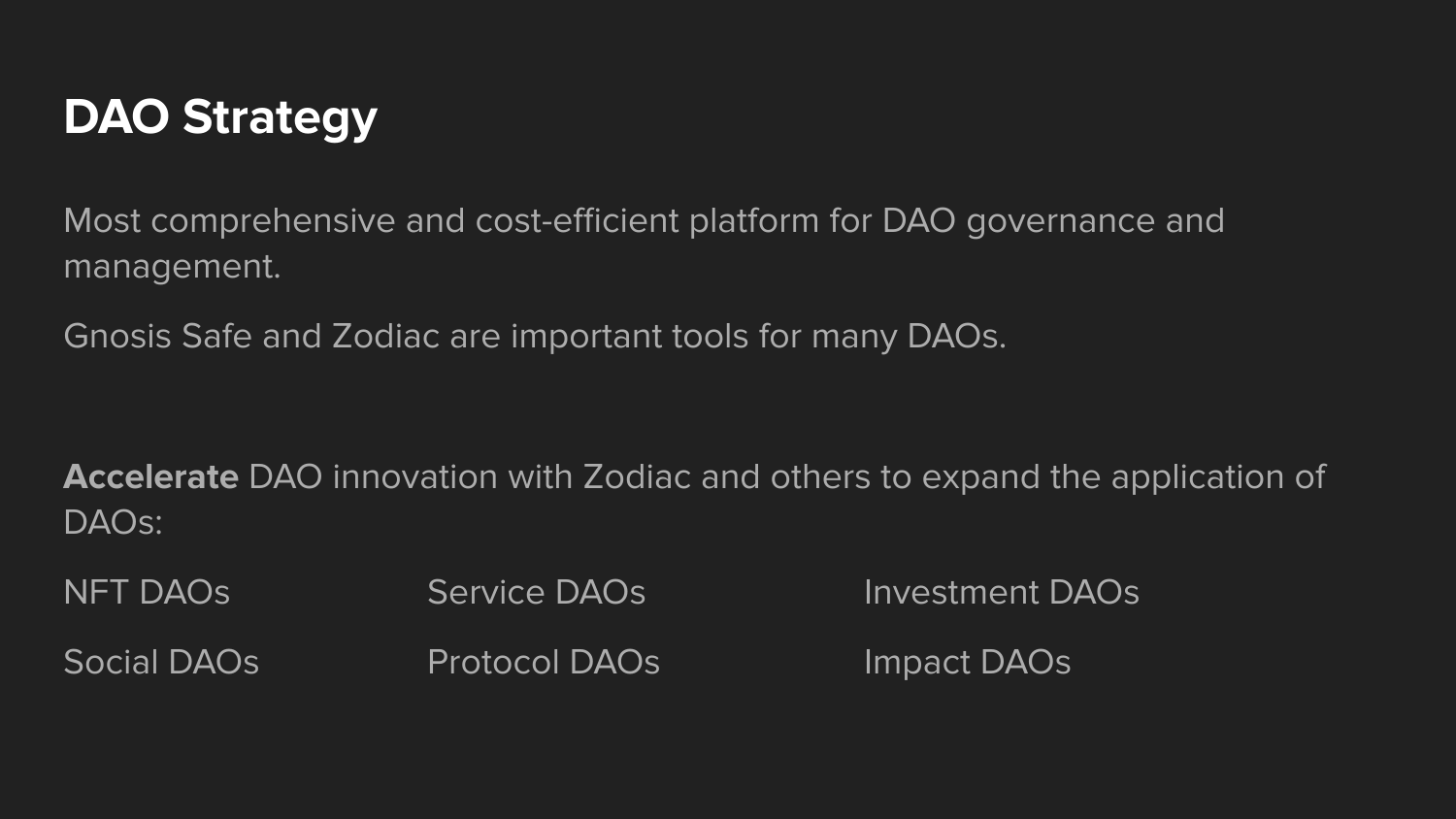# DAO Strategy

Most comprehensive and cost-efficient platform for DAO governance and management.

Gnosis Safe and Zodiac are important tools for many DAOs.

**Accelerate** DAO innovation with Zodiac and others to expand the application of DAOs:

- NFT DAOs
- Service DAOs
- Investment DAOs
- Social DAOs
- Protocol DAOs
- Impact DAOs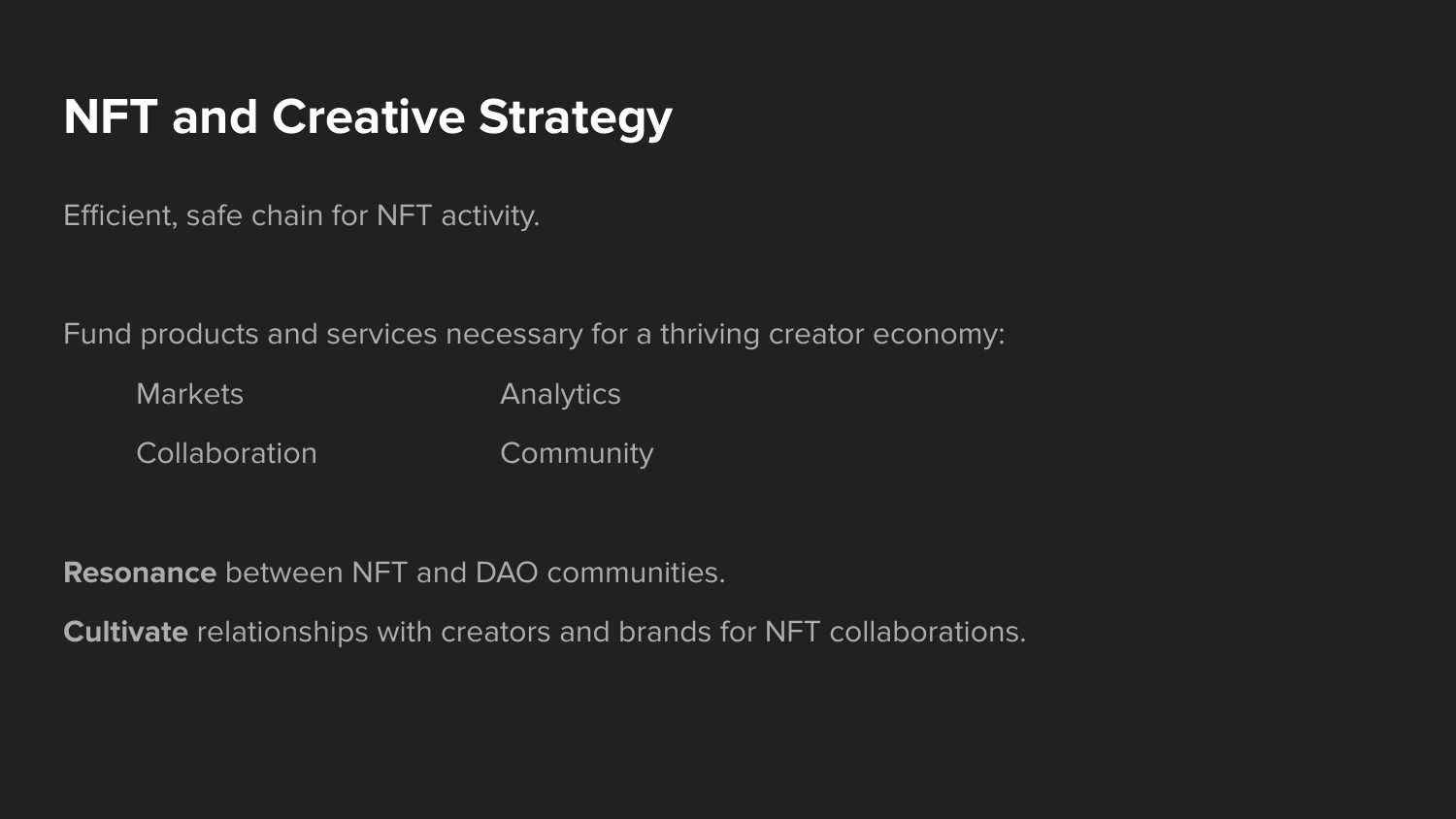# NFT and Creative Strategy

Efficient, safe chain for NFT activity.

Fund products and services necessary for a thriving creator economy:

- Markets
- Analytics
- Collaboration
- Community

**Resonance** between NFT and DAO communities.

**Cultivate** relationships with creators and brands for NFT collaborations.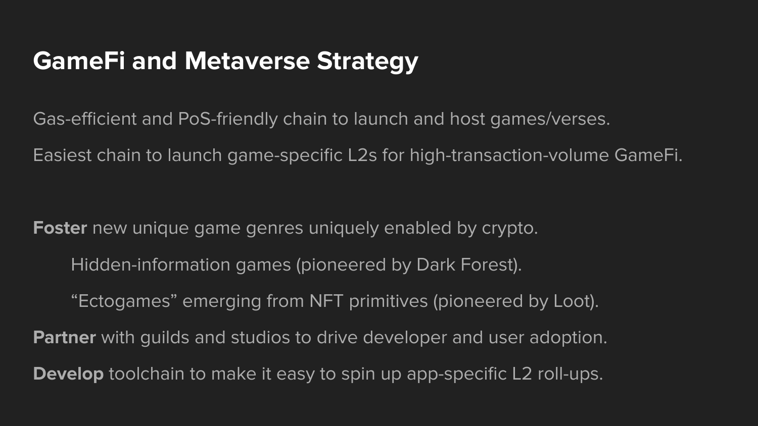# GameFi and Metaverse Strategy

Gas-efficient and PoS-friendly chain to launch and host games/verses.

Easiest chain to launch game-specific L2s for high-transaction-volume GameFi.

**Foster** new unique game genres uniquely enabled by crypto.

- Hidden-information games (pioneered by Dark Forest).
- “Ectogames” emerging from NFT primitives (pioneered by Loot).

**Partner** with guilds and studios to drive developer and user adoption.

**Develop** toolchain to make it easy to spin up app-specific L2 roll-ups.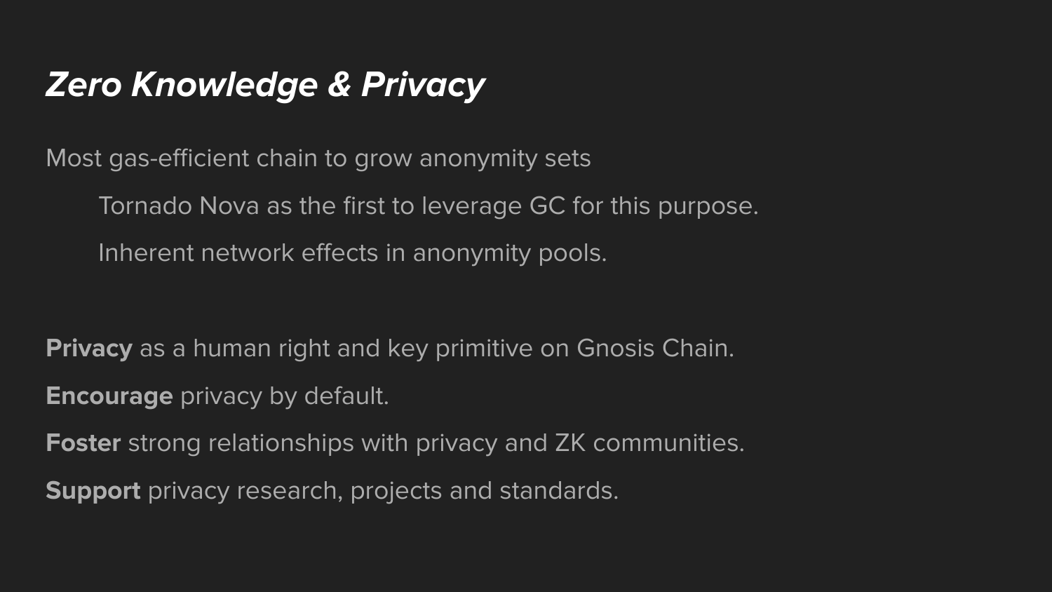# *Zero Knowledge & Privacy*

Most gas-efficient chain to grow anonymity sets

- Tornado Nova as the first to leverage GC for this purpose.
- Inherent network effects in anonymity pools.

**Privacy** as a human right and key primitive on Gnosis Chain.

**Encourage** privacy by default.

**Foster** strong relationships with privacy and ZK communities.

**Support** privacy research, projects and standards.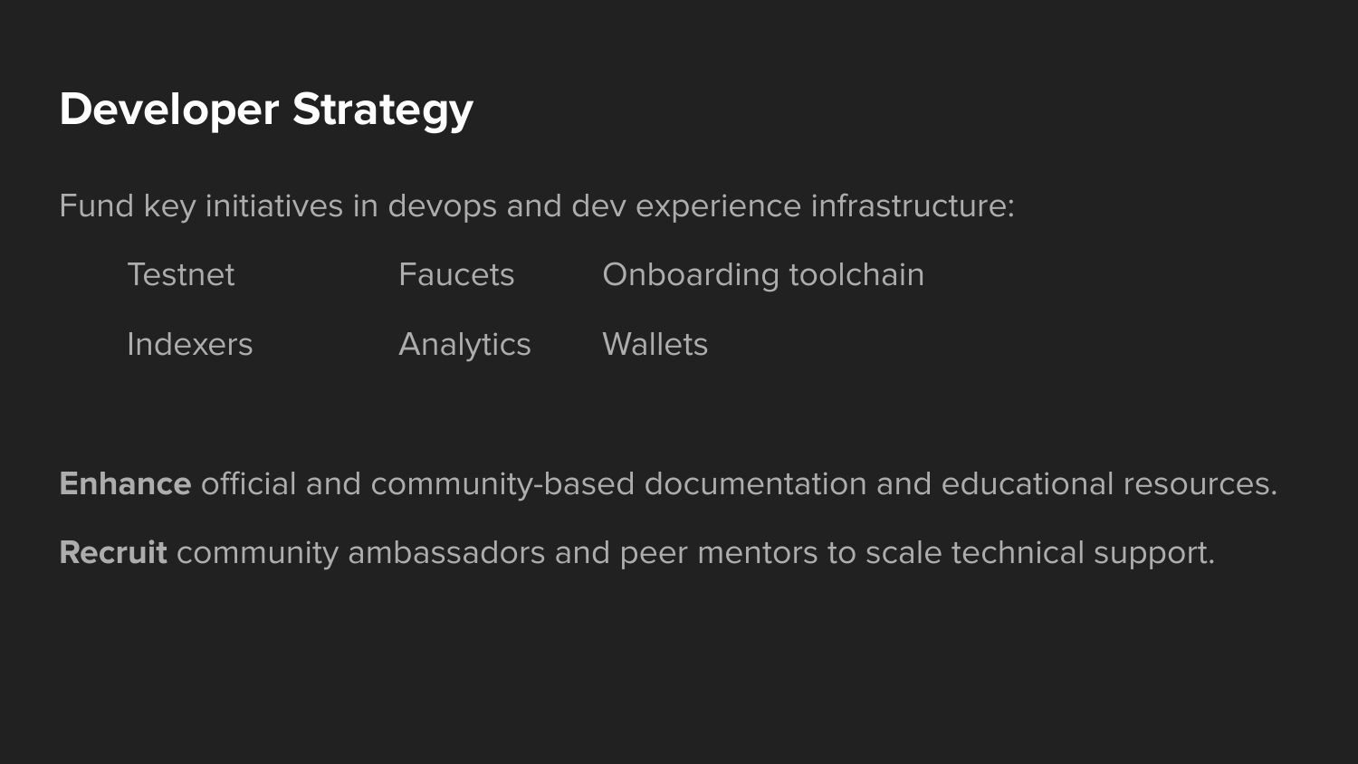# Developer Strategy

Fund key initiatives in devops and dev experience infrastructure:

- Testnet
- Faucets
- Onboarding toolchain
- Indexers
- Analytics
- Wallets

**Enhance** official and community-based documentation and educational resources.

**Recruit** community ambassadors and peer mentors to scale technical support.